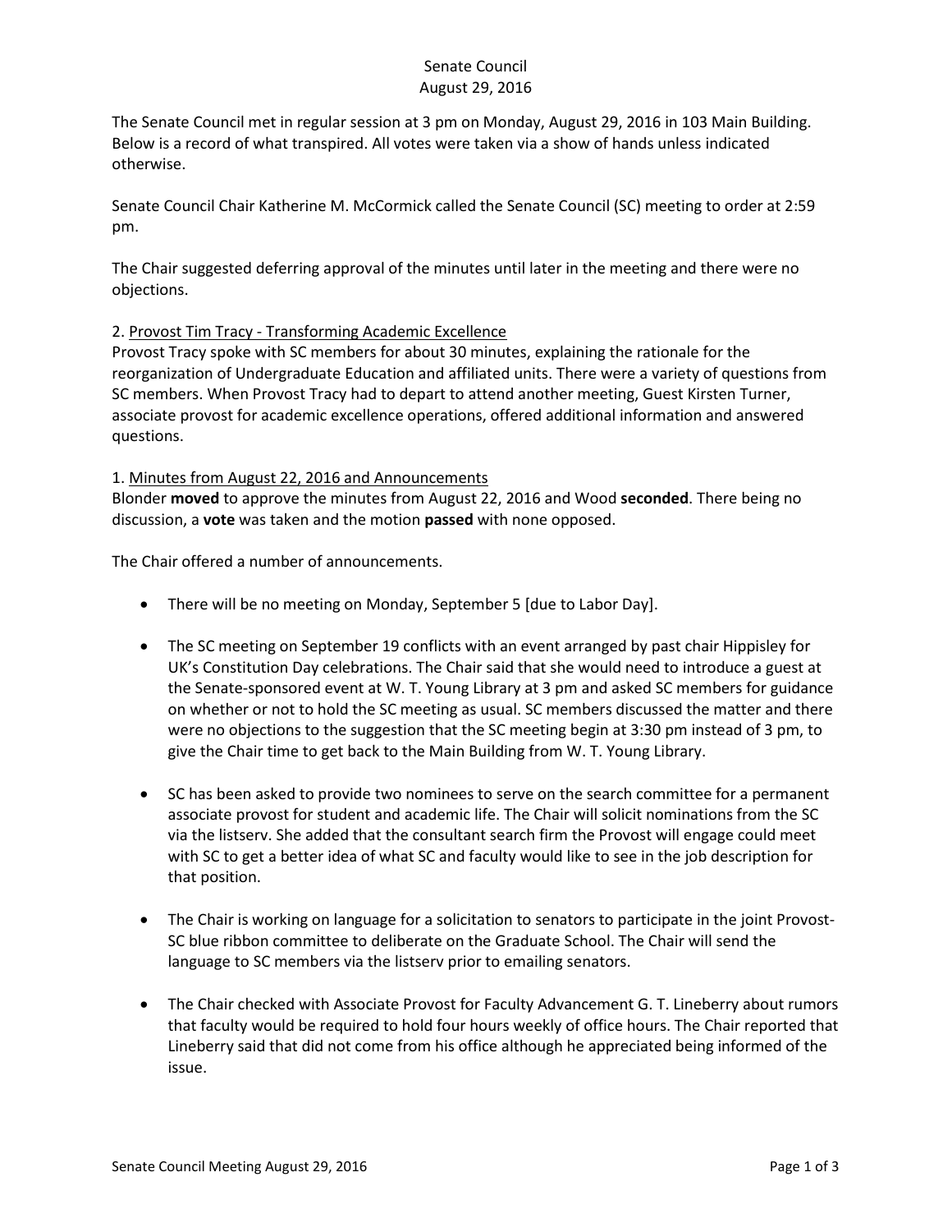# Senate Council
## August 29, 2016

The Senate Council met in regular session at 3 pm on Monday, August 29, 2016 in 103 Main Building. Below is a record of what transpired. All votes were taken via a show of hands unless indicated otherwise.

Senate Council Chair Katherine M. McCormick called the Senate Council (SC) meeting to order at 2:59 pm.

The Chair suggested deferring approval of the minutes until later in the meeting and there were no objections.

2. Provost Tim Tracy - Transforming Academic Excellence

Provost Tracy spoke with SC members for about 30 minutes, explaining the rationale for the reorganization of Undergraduate Education and affiliated units. There were a variety of questions from SC members. When Provost Tracy had to depart to attend another meeting, Guest Kirsten Turner, associate provost for academic excellence operations, offered additional information and answered questions.

1. Minutes from August 22, 2016 and Announcements

Blonder **moved** to approve the minutes from August 22, 2016 and Wood **seconded**. There being no discussion, a **vote** was taken and the motion **passed** with none opposed.

The Chair offered a number of announcements.

- There will be no meeting on Monday, September 5 [due to Labor Day].
- The SC meeting on September 19 conflicts with an event arranged by past chair Hippisley for UK's Constitution Day celebrations. The Chair said that she would need to introduce a guest at the Senate-sponsored event at W. T. Young Library at 3 pm and asked SC members for guidance on whether or not to hold the SC meeting as usual. SC members discussed the matter and there were no objections to the suggestion that the SC meeting begin at 3:30 pm instead of 3 pm, to give the Chair time to get back to the Main Building from W. T. Young Library.
- SC has been asked to provide two nominees to serve on the search committee for a permanent associate provost for student and academic life. The Chair will solicit nominations from the SC via the listserv. She added that the consultant search firm the Provost will engage could meet with SC to get a better idea of what SC and faculty would like to see in the job description for that position.
- The Chair is working on language for a solicitation to senators to participate in the joint Provost-SC blue ribbon committee to deliberate on the Graduate School. The Chair will send the language to SC members via the listserv prior to emailing senators.
- The Chair checked with Associate Provost for Faculty Advancement G. T. Lineberry about rumors that faculty would be required to hold four hours weekly of office hours. The Chair reported that Lineberry said that did not come from his office although he appreciated being informed of the issue.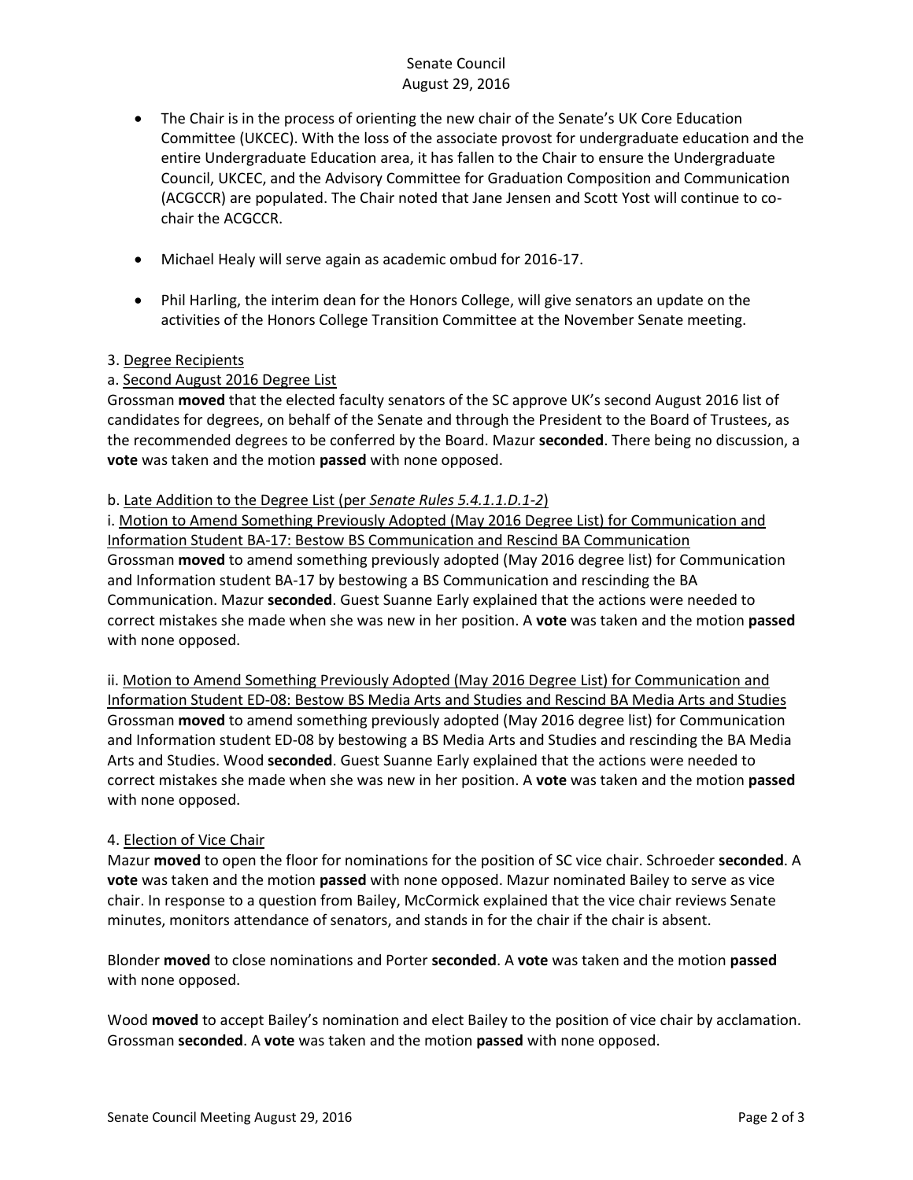- The Chair is in the process of orienting the new chair of the Senate's UK Core Education Committee (UKCEC). With the loss of the associate provost for undergraduate education and the entire Undergraduate Education area, it has fallen to the Chair to ensure the Undergraduate Council, UKCEC, and the Advisory Committee for Graduation Composition and Communication (ACGCCR) are populated. The Chair noted that Jane Jensen and Scott Yost will continue to co-chair the ACGCCR.

- Michael Healy will serve again as academic ombud for 2016-17.

- Phil Harling, the interim dean for the Honors College, will give senators an update on the activities of the Honors College Transition Committee at the November Senate meeting.

3. Degree Recipients

a. Second August 2016 Degree List

Grossman **moved** that the elected faculty senators of the SC approve UK's second August 2016 list of candidates for degrees, on behalf of the Senate and through the President to the Board of Trustees, as the recommended degrees to be conferred by the Board. Mazur **seconded**. There being no discussion, a **vote** was taken and the motion **passed** with none opposed.

b. Late Addition to the Degree List (per *Senate Rules 5.4.1.1.D.1-2*)

i. Motion to Amend Something Previously Adopted (May 2016 Degree List) for Communication and Information Student BA-17: Bestow BS Communication and Rescind BA Communication

Grossman **moved** to amend something previously adopted (May 2016 degree list) for Communication and Information student BA-17 by bestowing a BS Communication and rescinding the BA Communication. Mazur **seconded**. Guest Suanne Early explained that the actions were needed to correct mistakes she made when she was new in her position. A **vote** was taken and the motion **passed** with none opposed.

ii. Motion to Amend Something Previously Adopted (May 2016 Degree List) for Communication and Information Student ED-08: Bestow BS Media Arts and Studies and Rescind BA Media Arts and Studies

Grossman **moved** to amend something previously adopted (May 2016 degree list) for Communication and Information student ED-08 by bestowing a BS Media Arts and Studies and rescinding the BA Media Arts and Studies. Wood **seconded**. Guest Suanne Early explained that the actions were needed to correct mistakes she made when she was new in her position. A **vote** was taken and the motion **passed** with none opposed.

4. Election of Vice Chair

Mazur **moved** to open the floor for nominations for the position of SC vice chair. Schroeder **seconded**. A **vote** was taken and the motion **passed** with none opposed. Mazur nominated Bailey to serve as vice chair. In response to a question from Bailey, McCormick explained that the vice chair reviews Senate minutes, monitors attendance of senators, and stands in for the chair if the chair is absent.

Blonder **moved** to close nominations and Porter **seconded**. A **vote** was taken and the motion **passed** with none opposed.

Wood **moved** to accept Bailey's nomination and elect Bailey to the position of vice chair by acclamation. Grossman **seconded**. A **vote** was taken and the motion **passed** with none opposed.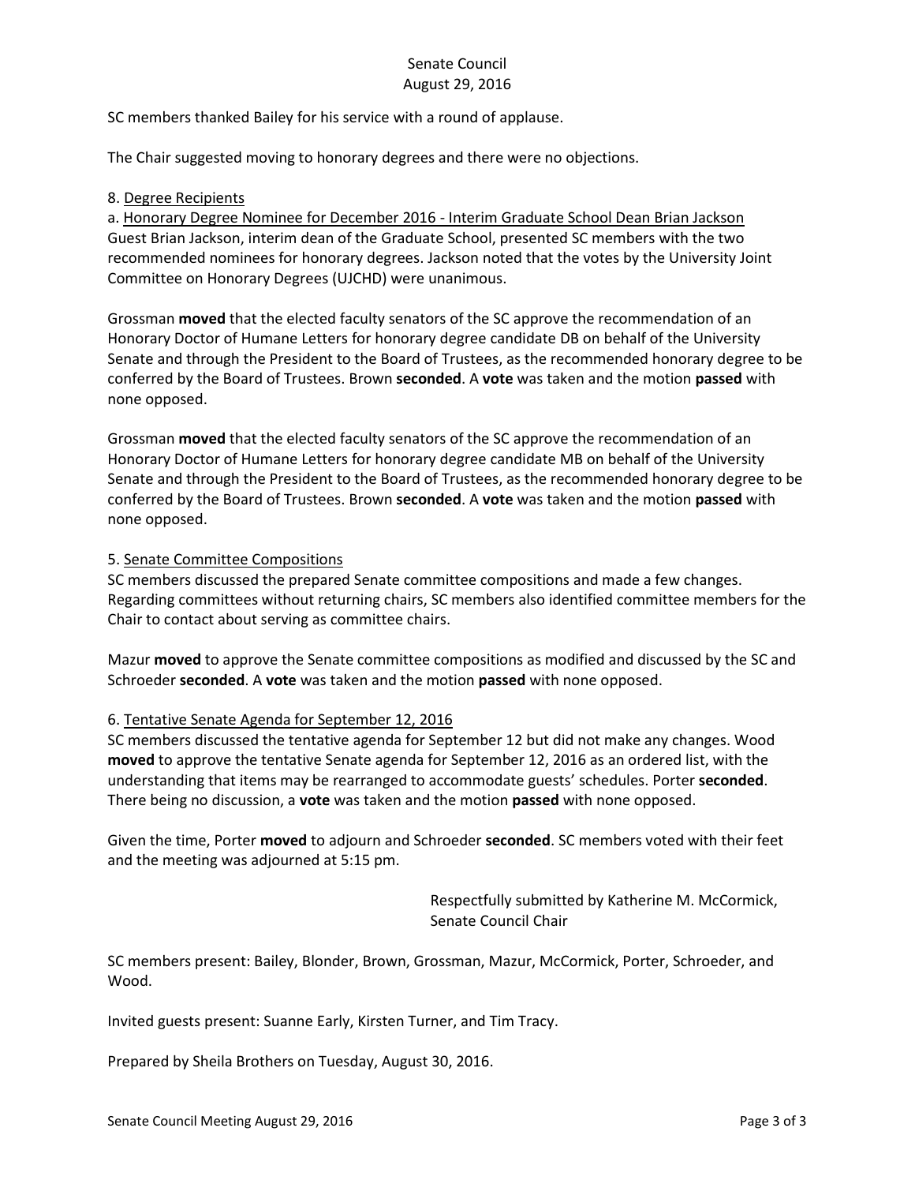SC members thanked Bailey for his service with a round of applause.

The Chair suggested moving to honorary degrees and there were no objections.

8. Degree Recipients

a. Honorary Degree Nominee for December 2016 - Interim Graduate School Dean Brian Jackson

Guest Brian Jackson, interim dean of the Graduate School, presented SC members with the two recommended nominees for honorary degrees. Jackson noted that the votes by the University Joint Committee on Honorary Degrees (UJCHD) were unanimous.

Grossman **moved** that the elected faculty senators of the SC approve the recommendation of an Honorary Doctor of Humane Letters for honorary degree candidate DB on behalf of the University Senate and through the President to the Board of Trustees, as the recommended honorary degree to be conferred by the Board of Trustees. Brown **seconded**. A **vote** was taken and the motion **passed** with none opposed.

Grossman **moved** that the elected faculty senators of the SC approve the recommendation of an Honorary Doctor of Humane Letters for honorary degree candidate MB on behalf of the University Senate and through the President to the Board of Trustees, as the recommended honorary degree to be conferred by the Board of Trustees. Brown **seconded**. A **vote** was taken and the motion **passed** with none opposed.

5. Senate Committee Compositions

SC members discussed the prepared Senate committee compositions and made a few changes. Regarding committees without returning chairs, SC members also identified committee members for the Chair to contact about serving as committee chairs.

Mazur **moved** to approve the Senate committee compositions as modified and discussed by the SC and Schroeder **seconded**. A **vote** was taken and the motion **passed** with none opposed.

6. Tentative Senate Agenda for September 12, 2016

SC members discussed the tentative agenda for September 12 but did not make any changes. Wood **moved** to approve the tentative Senate agenda for September 12, 2016 as an ordered list, with the understanding that items may be rearranged to accommodate guests' schedules. Porter **seconded**. There being no discussion, a **vote** was taken and the motion **passed** with none opposed.

Given the time, Porter **moved** to adjourn and Schroeder **seconded**. SC members voted with their feet and the meeting was adjourned at 5:15 pm.

Respectfully submitted by Katherine M. McCormick,
Senate Council Chair

SC members present: Bailey, Blonder, Brown, Grossman, Mazur, McCormick, Porter, Schroeder, and Wood.

Invited guests present: Suanne Early, Kirsten Turner, and Tim Tracy.

Prepared by Sheila Brothers on Tuesday, August 30, 2016.